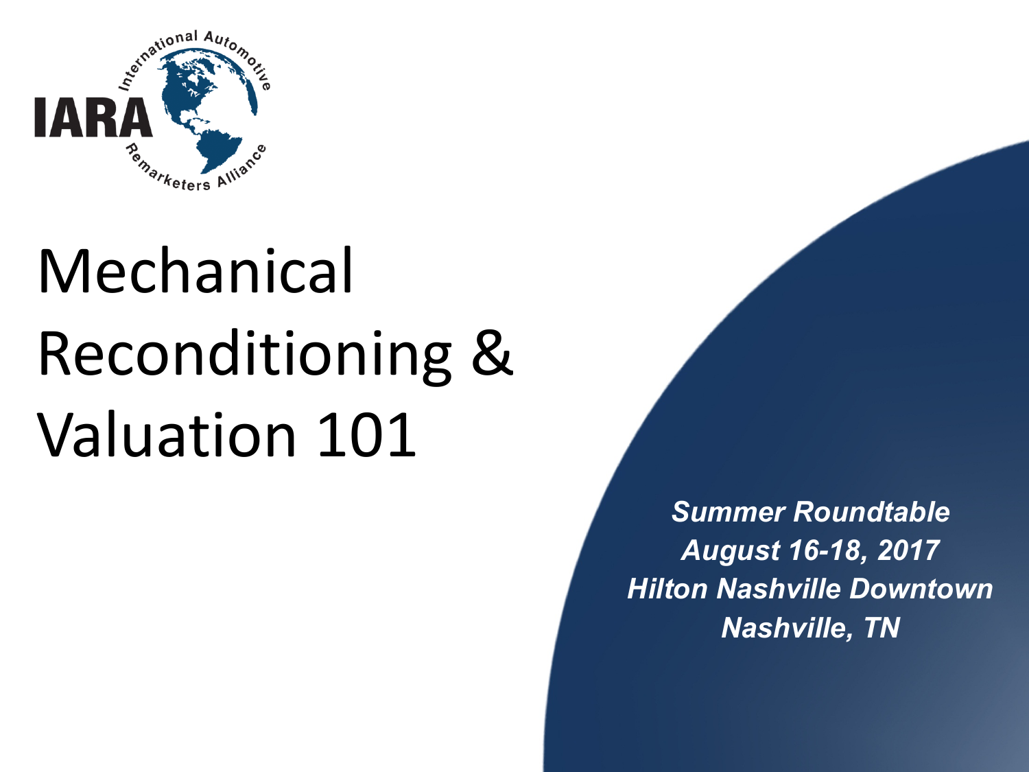IARA International Automotive Remarketers Alliance

# Mechanical Reconditioning & Valuation 101

***Summer Roundtable***
***August 16-18, 2017***
***Hilton Nashville Downtown***
***Nashville, TN***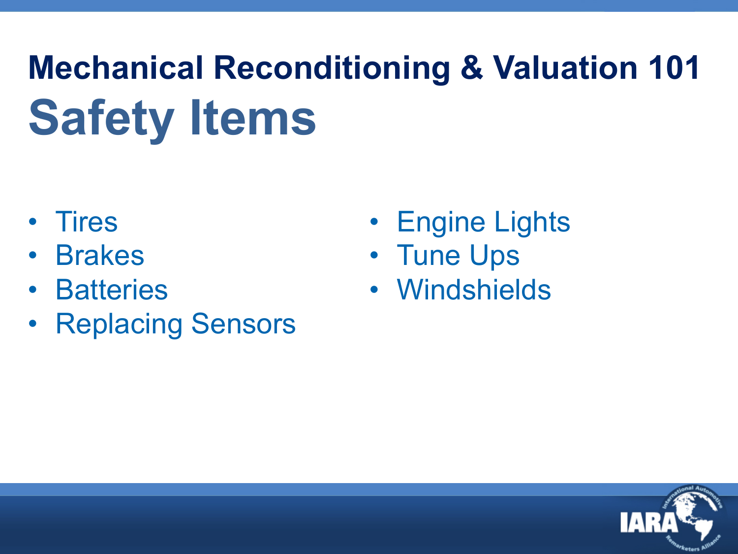# Mechanical Reconditioning & Valuation 101

## Safety Items

- Tires
- Brakes
- Batteries
- Replacing Sensors
- Engine Lights
- Tune Ups
- Windshields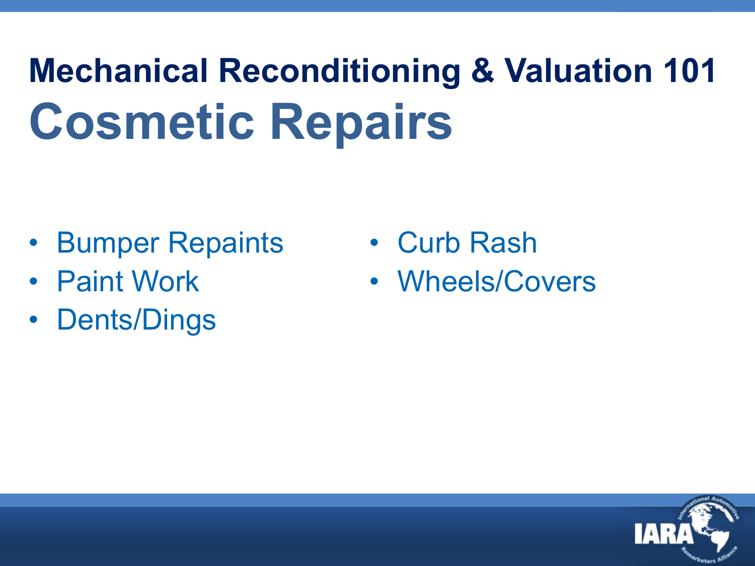# Mechanical Reconditioning & Valuation 101

## Cosmetic Repairs

- Bumper Repaints
- Paint Work
- Dents/Dings
- Curb Rash
- Wheels/Covers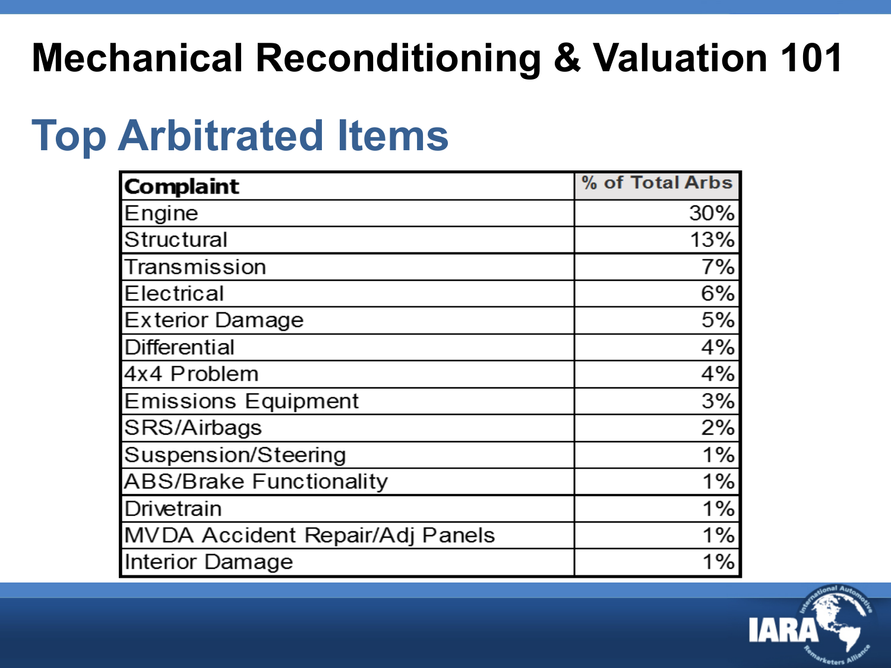# Mechanical Reconditioning & Valuation 101

## Top Arbitrated Items

| Complaint | % of Total Arbs |
|---|---:|
| Engine | 30% |
| Structural | 13% |
| Transmission | 7% |
| Electrical | 6% |
| Exterior Damage | 5% |
| Differential | 4% |
| 4x4 Problem | 4% |
| Emissions Equipment | 3% |
| SRS/Airbags | 2% |
| Suspension/Steering | 1% |
| ABS/Brake Functionality | 1% |
| Drivetrain | 1% |
| MVDA Accident Repair/Adj Panels | 1% |
| Interior Damage | 1% |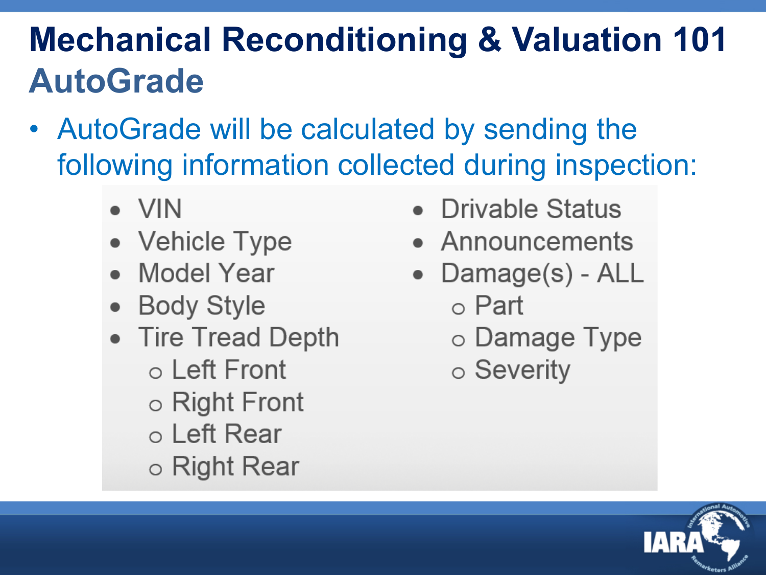# Mechanical Reconditioning & Valuation 101

## AutoGrade

- AutoGrade will be calculated by sending the following information collected during inspection:

- VIN
- Vehicle Type
- Model Year
- Body Style
- Tire Tread Depth
  - Left Front
  - Right Front
  - Left Rear
  - Right Rear
- Drivable Status
- Announcements
- Damage(s) - ALL
  - Part
  - Damage Type
  - Severity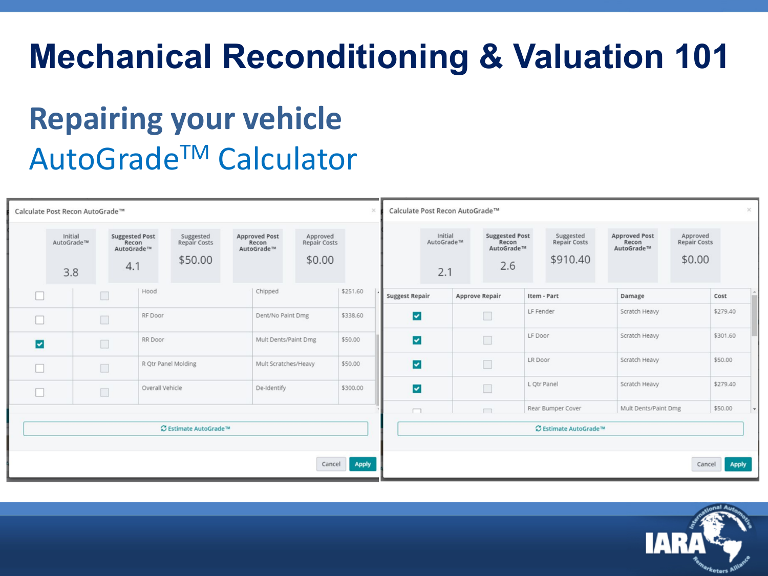# Mechanical Reconditioning & Valuation 101

## Repairing your vehicle

AutoGrade$^{TM}$ Calculator

**Calculate Post Recon AutoGrade™**

| Initial AutoGrade™ | Suggested Post Recon AutoGrade™ | Suggested Repair Costs | Approved Post Recon AutoGrade™ | Approved Repair Costs |
|---|---|---|---|---|
| 3.8 | 4.1 | $50.00 | | $0.00 |

| Suggest Repair | Approve Repair | Item - Part | Damage | Cost |
|---|---|---|---|---|
| ☐ | ☐ | Hood | Chipped | $251.60 |
| ☐ | ☐ | RF Door | Dent/No Paint Dmg | $338.60 |
| ☑ | ☐ | RR Door | Mult Dents/Paint Dmg | $50.00 |
| ☐ | ☐ | R Qtr Panel Molding | Mult Scratches/Heavy | $50.00 |
| ☐ | ☐ | Overall Vehicle | De-Identify | $300.00 |

Estimate AutoGrade™

Cancel | Apply

**Calculate Post Recon AutoGrade™**

| Initial AutoGrade™ | Suggested Post Recon AutoGrade™ | Suggested Repair Costs | Approved Post Recon AutoGrade™ | Approved Repair Costs |
|---|---|---|---|---|
| 2.1 | 2.6 | $910.40 | | $0.00 |

| Suggest Repair | Approve Repair | Item - Part | Damage | Cost |
|---|---|---|---|---|
| ☑ | ☐ | LF Fender | Scratch Heavy | $279.40 |
| ☑ | ☐ | LF Door | Scratch Heavy | $301.60 |
| ☑ | ☐ | LR Door | Scratch Heavy | $50.00 |
| ☑ | ☐ | L Qtr Panel | Scratch Heavy | $279.40 |
| ☐ | ☐ | Rear Bumper Cover | Mult Dents/Paint Dmg | $50.00 |

Estimate AutoGrade™

Cancel | Apply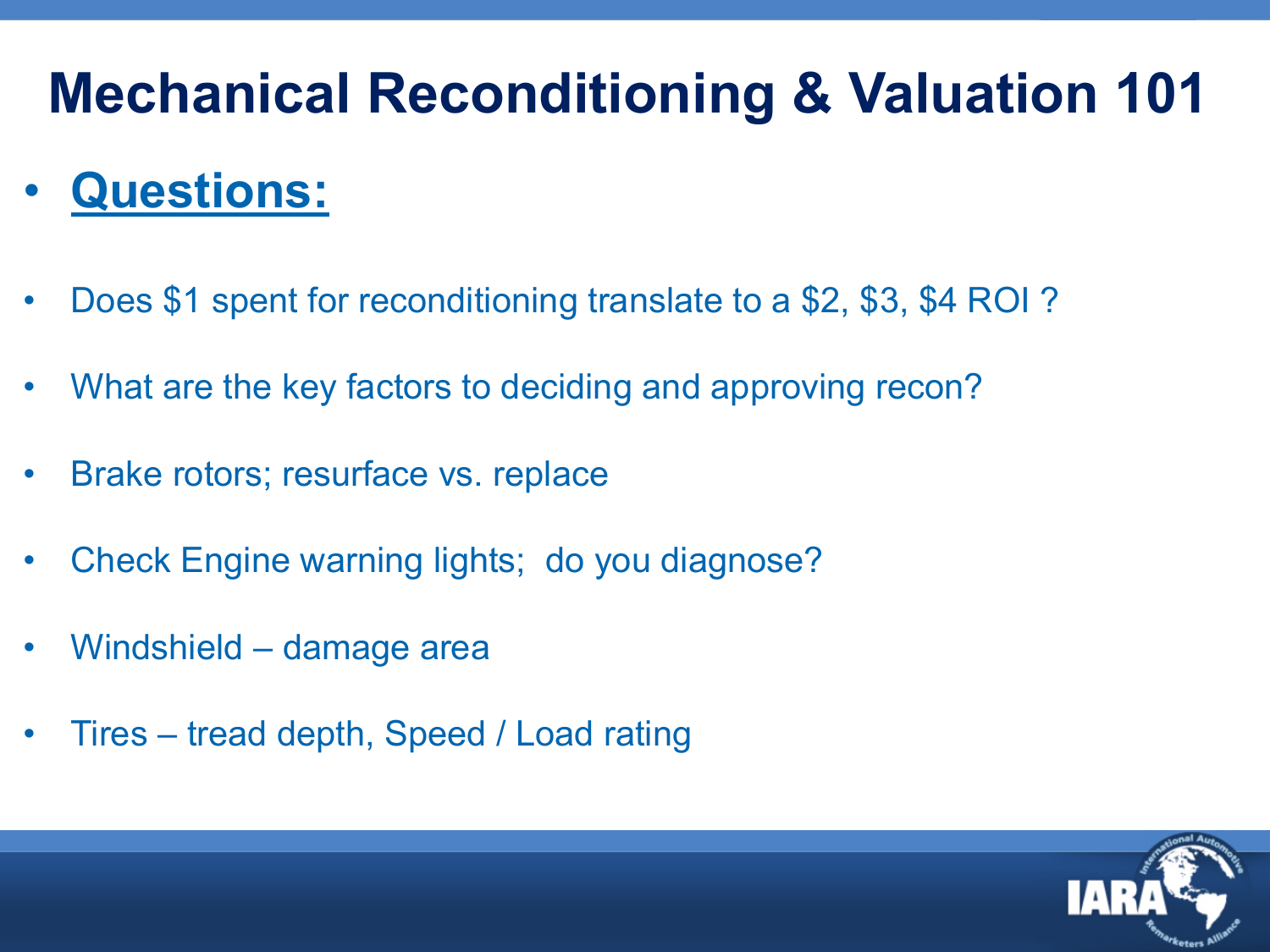# Mechanical Reconditioning & Valuation 101

- **Questions:**

- Does $1 spent for reconditioning translate to a $2, $3, $4 ROI ?
- What are the key factors to deciding and approving recon?
- Brake rotors; resurface vs. replace
- Check Engine warning lights; do you diagnose?
- Windshield – damage area
- Tires – tread depth, Speed / Load rating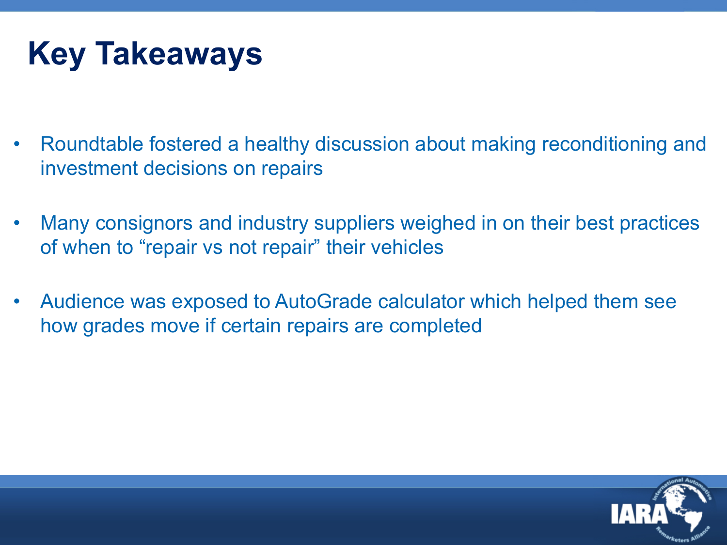# Key Takeaways

- Roundtable fostered a healthy discussion about making reconditioning and investment decisions on repairs
- Many consignors and industry suppliers weighed in on their best practices of when to “repair vs not repair” their vehicles
- Audience was exposed to AutoGrade calculator which helped them see how grades move if certain repairs are completed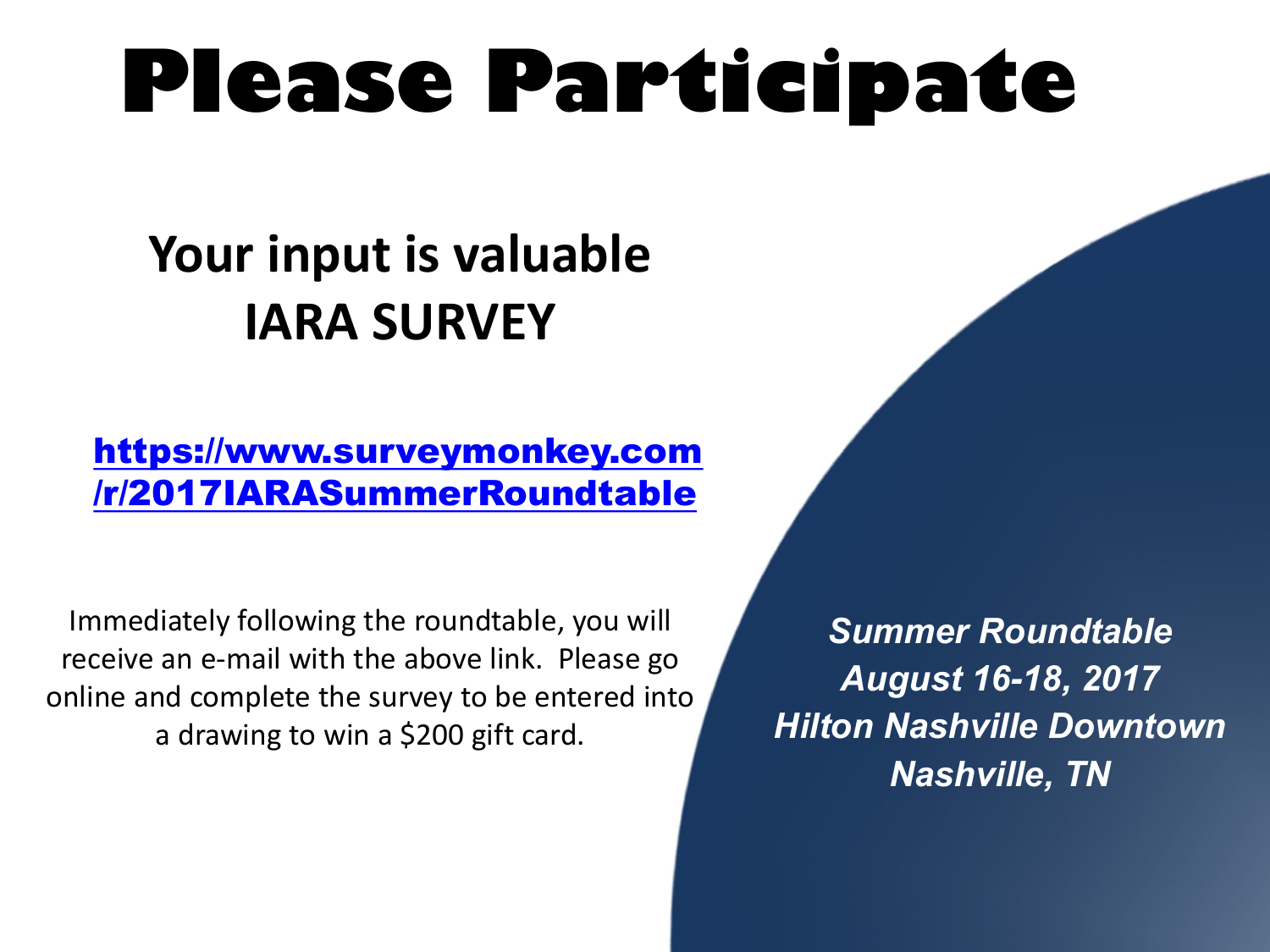# Please Participate

## Your input is valuable
## IARA SURVEY

**https://www.surveymonkey.com/r/2017IARASummerRoundtable**

Immediately following the roundtable, you will receive an e-mail with the above link. Please go online and complete the survey to be entered into a drawing to win a $200 gift card.

***Summer Roundtable***
***August 16-18, 2017***
***Hilton Nashville Downtown***
***Nashville, TN***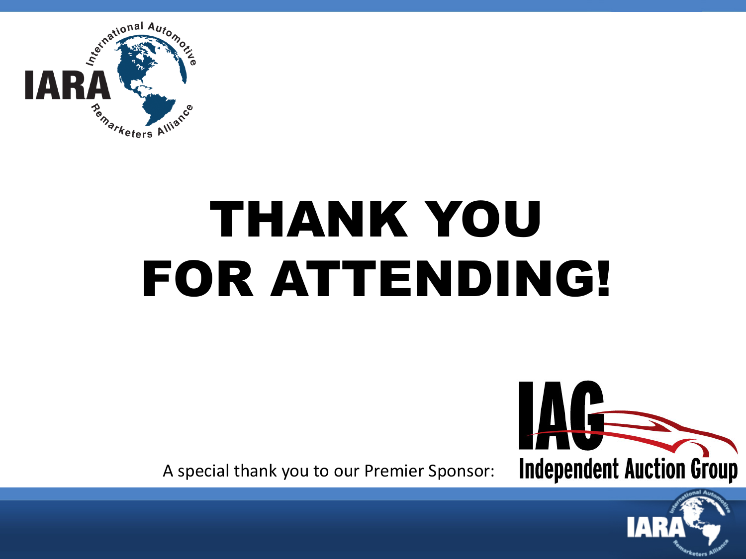# THANK YOU FOR ATTENDING!

A special thank you to our Premier Sponsor:

Independent Auction Group